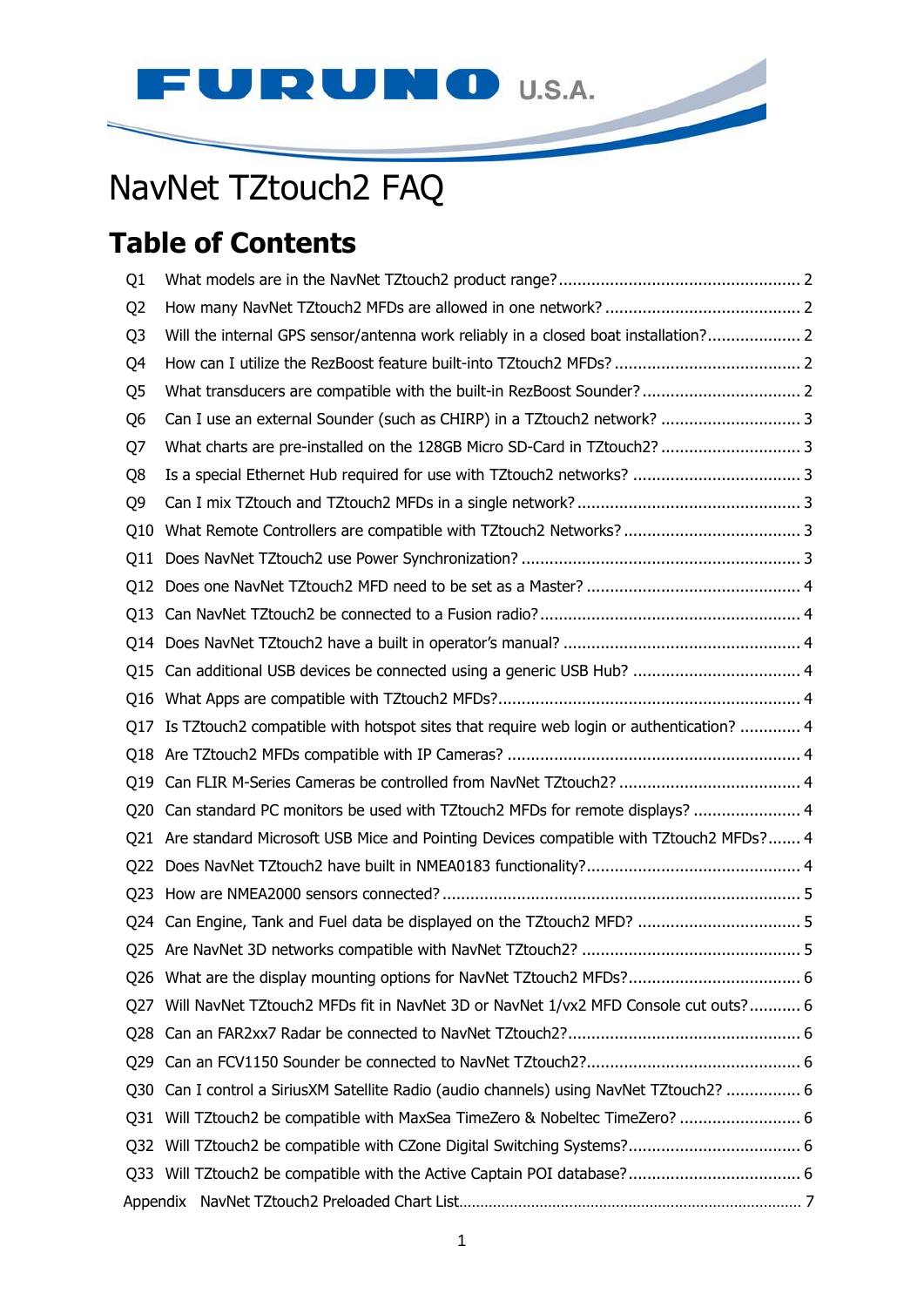FURUNO U.S.A.

# NavNet TZtouch2 FAQ

## Table of Contents

| | | |
|---|---|---|
| Q1 | What models are in the NavNet TZtouch2 product range? | 2 |
| Q2 | How many NavNet TZtouch2 MFDs are allowed in one network? | 2 |
| Q3 | Will the internal GPS sensor/antenna work reliably in a closed boat installation? | 2 |
| Q4 | How can I utilize the RezBoost feature built-into TZtouch2 MFDs? | 2 |
| Q5 | What transducers are compatible with the built-in RezBoost Sounder? | 2 |
| Q6 | Can I use an external Sounder (such as CHIRP) in a TZtouch2 network? | 3 |
| Q7 | What charts are pre-installed on the 128GB Micro SD-Card in TZtouch2? | 3 |
| Q8 | Is a special Ethernet Hub required for use with TZtouch2 networks? | 3 |
| Q9 | Can I mix TZtouch and TZtouch2 MFDs in a single network? | 3 |
| Q10 | What Remote Controllers are compatible with TZtouch2 Networks? | 3 |
| Q11 | Does NavNet TZtouch2 use Power Synchronization? | 3 |
| Q12 | Does one NavNet TZtouch2 MFD need to be set as a Master? | 4 |
| Q13 | Can NavNet TZtouch2 be connected to a Fusion radio? | 4 |
| Q14 | Does NavNet TZtouch2 have a built in operator's manual? | 4 |
| Q15 | Can additional USB devices be connected using a generic USB Hub? | 4 |
| Q16 | What Apps are compatible with TZtouch2 MFDs? | 4 |
| Q17 | Is TZtouch2 compatible with hotspot sites that require web login or authentication? | 4 |
| Q18 | Are TZtouch2 MFDs compatible with IP Cameras? | 4 |
| Q19 | Can FLIR M-Series Cameras be controlled from NavNet TZtouch2? | 4 |
| Q20 | Can standard PC monitors be used with TZtouch2 MFDs for remote displays? | 4 |
| Q21 | Are standard Microsoft USB Mice and Pointing Devices compatible with TZtouch2 MFDs? | 4 |
| Q22 | Does NavNet TZtouch2 have built in NMEA0183 functionality? | 4 |
| Q23 | How are NMEA2000 sensors connected? | 5 |
| Q24 | Can Engine, Tank and Fuel data be displayed on the TZtouch2 MFD? | 5 |
| Q25 | Are NavNet 3D networks compatible with NavNet TZtouch2? | 5 |
| Q26 | What are the display mounting options for NavNet TZtouch2 MFDs? | 6 |
| Q27 | Will NavNet TZtouch2 MFDs fit in NavNet 3D or NavNet 1/vx2 MFD Console cut outs? | 6 |
| Q28 | Can an FAR2xx7 Radar be connected to NavNet TZtouch2? | 6 |
| Q29 | Can an FCV1150 Sounder be connected to NavNet TZtouch2? | 6 |
| Q30 | Can I control a SiriusXM Satellite Radio (audio channels) using NavNet TZtouch2? | 6 |
| Q31 | Will TZtouch2 be compatible with MaxSea TimeZero & Nobeltec TimeZero? | 6 |
| Q32 | Will TZtouch2 be compatible with CZone Digital Switching Systems? | 6 |
| Q33 | Will TZtouch2 be compatible with the Active Captain POI database? | 6 |
| Appendix | NavNet TZtouch2 Preloaded Chart List | 7 |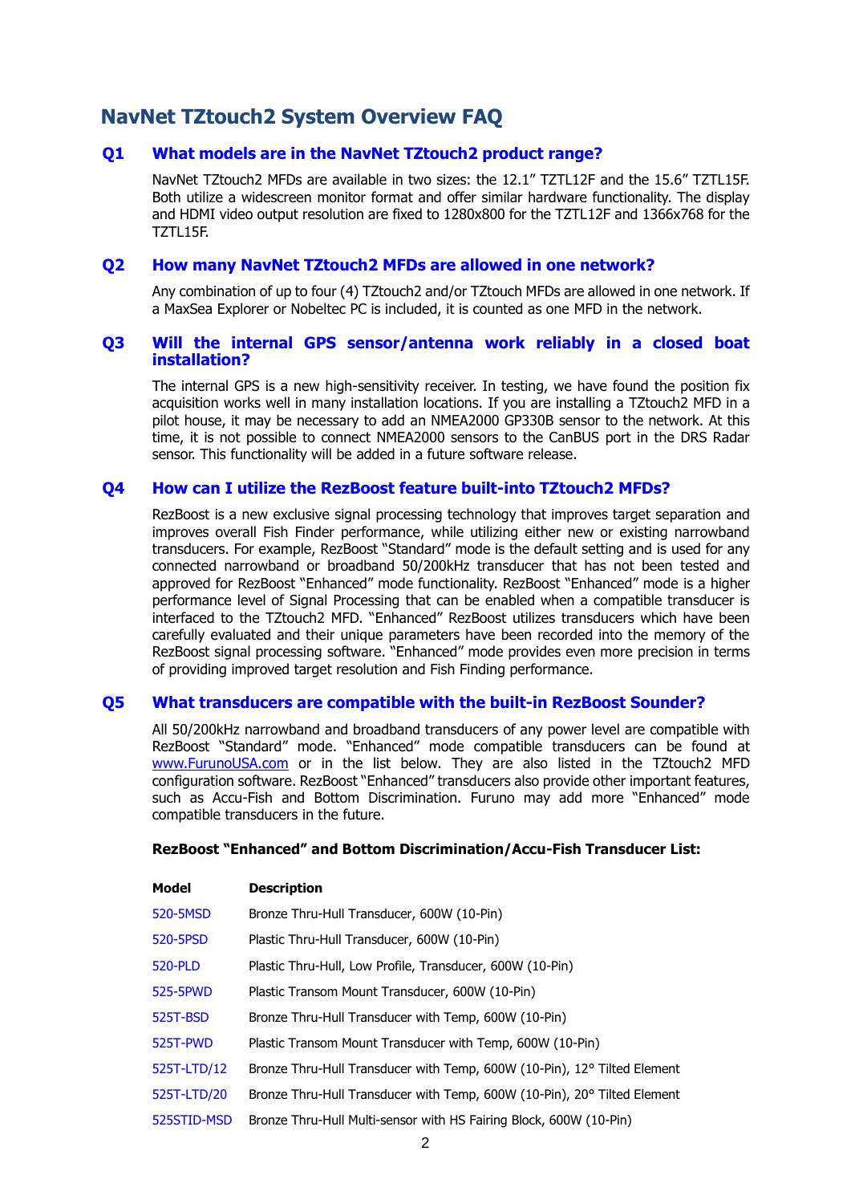## NavNet TZtouch2 System Overview FAQ

### Q1 What models are in the NavNet TZtouch2 product range?

NavNet TZtouch2 MFDs are available in two sizes: the 12.1" TZTL12F and the 15.6" TZTL15F. Both utilize a widescreen monitor format and offer similar hardware functionality. The display and HDMI video output resolution are fixed to 1280x800 for the TZTL12F and 1366x768 for the TZTL15F.

### Q2 How many NavNet TZtouch2 MFDs are allowed in one network?

Any combination of up to four (4) TZtouch2 and/or TZtouch MFDs are allowed in one network. If a MaxSea Explorer or Nobeltec PC is included, it is counted as one MFD in the network.

### Q3 Will the internal GPS sensor/antenna work reliably in a closed boat installation?

The internal GPS is a new high-sensitivity receiver. In testing, we have found the position fix acquisition works well in many installation locations. If you are installing a TZtouch2 MFD in a pilot house, it may be necessary to add an NMEA2000 GP330B sensor to the network. At this time, it is not possible to connect NMEA2000 sensors to the CanBUS port in the DRS Radar sensor. This functionality will be added in a future software release.

### Q4 How can I utilize the RezBoost feature built-into TZtouch2 MFDs?

RezBoost is a new exclusive signal processing technology that improves target separation and improves overall Fish Finder performance, while utilizing either new or existing narrowband transducers. For example, RezBoost "Standard" mode is the default setting and is used for any connected narrowband or broadband 50/200kHz transducer that has not been tested and approved for RezBoost "Enhanced" mode functionality. RezBoost "Enhanced" mode is a higher performance level of Signal Processing that can be enabled when a compatible transducer is interfaced to the TZtouch2 MFD. "Enhanced" RezBoost utilizes transducers which have been carefully evaluated and their unique parameters have been recorded into the memory of the RezBoost signal processing software. "Enhanced" mode provides even more precision in terms of providing improved target resolution and Fish Finding performance.

### Q5 What transducers are compatible with the built-in RezBoost Sounder?

All 50/200kHz narrowband and broadband transducers of any power level are compatible with RezBoost "Standard" mode. "Enhanced" mode compatible transducers can be found at www.FurunoUSA.com or in the list below. They are also listed in the TZtouch2 MFD configuration software. RezBoost "Enhanced" transducers also provide other important features, such as Accu-Fish and Bottom Discrimination. Furuno may add more "Enhanced" mode compatible transducers in the future.

**RezBoost "Enhanced" and Bottom Discrimination/Accu-Fish Transducer List:**

| Model | Description |
|---|---|
| 520-5MSD | Bronze Thru-Hull Transducer, 600W (10-Pin) |
| 520-5PSD | Plastic Thru-Hull Transducer, 600W (10-Pin) |
| 520-PLD | Plastic Thru-Hull, Low Profile, Transducer, 600W (10-Pin) |
| 525-5PWD | Plastic Transom Mount Transducer, 600W (10-Pin) |
| 525T-BSD | Bronze Thru-Hull Transducer with Temp, 600W (10-Pin) |
| 525T-PWD | Plastic Transom Mount Transducer with Temp, 600W (10-Pin) |
| 525T-LTD/12 | Bronze Thru-Hull Transducer with Temp, 600W (10-Pin), 12° Tilted Element |
| 525T-LTD/20 | Bronze Thru-Hull Transducer with Temp, 600W (10-Pin), 20° Tilted Element |
| 525STID-MSD | Bronze Thru-Hull Multi-sensor with HS Fairing Block, 600W (10-Pin) |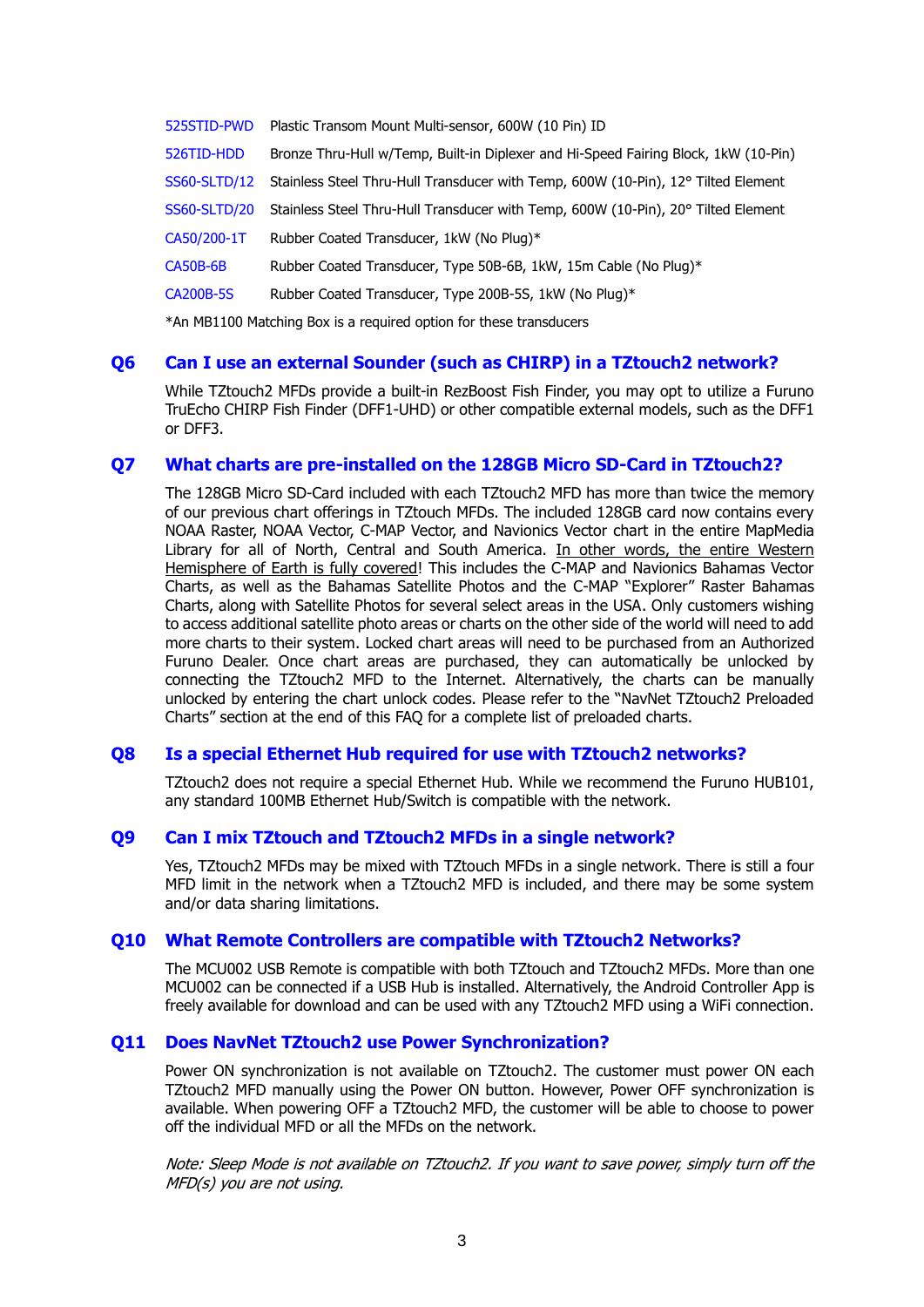| | |
|---|---|
| 525STID-PWD | Plastic Transom Mount Multi-sensor, 600W (10 Pin) ID |
| 526TID-HDD | Bronze Thru-Hull w/Temp, Built-in Diplexer and Hi-Speed Fairing Block, 1kW (10-Pin) |
| SS60-SLTD/12 | Stainless Steel Thru-Hull Transducer with Temp, 600W (10-Pin), 12° Tilted Element |
| SS60-SLTD/20 | Stainless Steel Thru-Hull Transducer with Temp, 600W (10-Pin), 20° Tilted Element |
| CA50/200-1T | Rubber Coated Transducer, 1kW (No Plug)* |
| CA50B-6B | Rubber Coated Transducer, Type 50B-6B, 1kW, 15m Cable (No Plug)* |
| CA200B-5S | Rubber Coated Transducer, Type 200B-5S, 1kW (No Plug)* |

*An MB1100 Matching Box is a required option for these transducers

## Q6 Can I use an external Sounder (such as CHIRP) in a TZtouch2 network?

While TZtouch2 MFDs provide a built-in RezBoost Fish Finder, you may opt to utilize a Furuno TruEcho CHIRP Fish Finder (DFF1-UHD) or other compatible external models, such as the DFF1 or DFF3.

## Q7 What charts are pre-installed on the 128GB Micro SD-Card in TZtouch2?

The 128GB Micro SD-Card included with each TZtouch2 MFD has more than twice the memory of our previous chart offerings in TZtouch MFDs. The included 128GB card now contains every NOAA Raster, NOAA Vector, C-MAP Vector, and Navionics Vector chart in the entire MapMedia Library for all of North, Central and South America. <u>In other words, the entire Western Hemisphere of Earth is fully covered</u>! This includes the C-MAP and Navionics Bahamas Vector Charts, as well as the Bahamas Satellite Photos and the C-MAP "Explorer" Raster Bahamas Charts, along with Satellite Photos for several select areas in the USA. Only customers wishing to access additional satellite photo areas or charts on the other side of the world will need to add more charts to their system. Locked chart areas will need to be purchased from an Authorized Furuno Dealer. Once chart areas are purchased, they can automatically be unlocked by connecting the TZtouch2 MFD to the Internet. Alternatively, the charts can be manually unlocked by entering the chart unlock codes. Please refer to the "NavNet TZtouch2 Preloaded Charts" section at the end of this FAQ for a complete list of preloaded charts.

## Q8 Is a special Ethernet Hub required for use with TZtouch2 networks?

TZtouch2 does not require a special Ethernet Hub. While we recommend the Furuno HUB101, any standard 100MB Ethernet Hub/Switch is compatible with the network.

## Q9 Can I mix TZtouch and TZtouch2 MFDs in a single network?

Yes, TZtouch2 MFDs may be mixed with TZtouch MFDs in a single network. There is still a four MFD limit in the network when a TZtouch2 MFD is included, and there may be some system and/or data sharing limitations.

## Q10 What Remote Controllers are compatible with TZtouch2 Networks?

The MCU002 USB Remote is compatible with both TZtouch and TZtouch2 MFDs. More than one MCU002 can be connected if a USB Hub is installed. Alternatively, the Android Controller App is freely available for download and can be used with any TZtouch2 MFD using a WiFi connection.

## Q11 Does NavNet TZtouch2 use Power Synchronization?

Power ON synchronization is not available on TZtouch2. The customer must power ON each TZtouch2 MFD manually using the Power ON button. However, Power OFF synchronization is available. When powering OFF a TZtouch2 MFD, the customer will be able to choose to power off the individual MFD or all the MFDs on the network.

*Note: Sleep Mode is not available on TZtouch2. If you want to save power, simply turn off the MFD(s) you are not using.*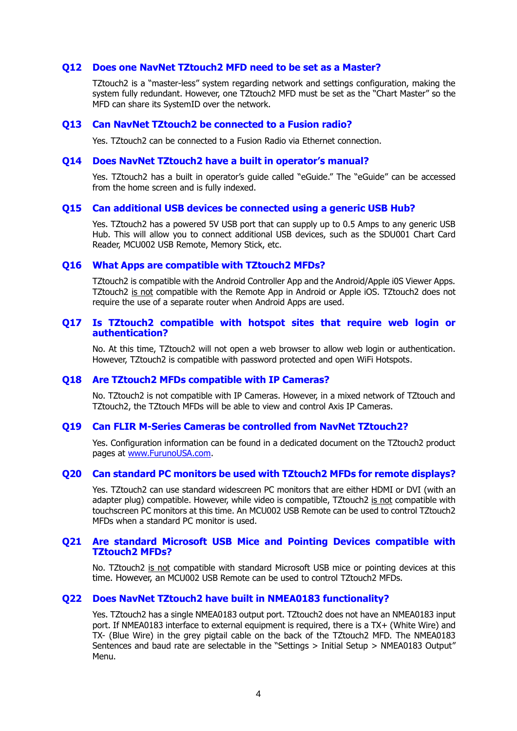### Q12 Does one NavNet TZtouch2 MFD need to be set as a Master?

TZtouch2 is a "master-less" system regarding network and settings configuration, making the system fully redundant. However, one TZtouch2 MFD must be set as the "Chart Master" so the MFD can share its SystemID over the network.

### Q13 Can NavNet TZtouch2 be connected to a Fusion radio?

Yes. TZtouch2 can be connected to a Fusion Radio via Ethernet connection.

### Q14 Does NavNet TZtouch2 have a built in operator's manual?

Yes. TZtouch2 has a built in operator's guide called "eGuide." The "eGuide" can be accessed from the home screen and is fully indexed.

### Q15 Can additional USB devices be connected using a generic USB Hub?

Yes. TZtouch2 has a powered 5V USB port that can supply up to 0.5 Amps to any generic USB Hub. This will allow you to connect additional USB devices, such as the SDU001 Chart Card Reader, MCU002 USB Remote, Memory Stick, etc.

### Q16 What Apps are compatible with TZtouch2 MFDs?

TZtouch2 is compatible with the Android Controller App and the Android/Apple i0S Viewer Apps. TZtouch2 is not compatible with the Remote App in Android or Apple iOS. TZtouch2 does not require the use of a separate router when Android Apps are used.

### Q17 Is TZtouch2 compatible with hotspot sites that require web login or authentication?

No. At this time, TZtouch2 will not open a web browser to allow web login or authentication. However, TZtouch2 is compatible with password protected and open WiFi Hotspots.

### Q18 Are TZtouch2 MFDs compatible with IP Cameras?

No. TZtouch2 is not compatible with IP Cameras. However, in a mixed network of TZtouch and TZtouch2, the TZtouch MFDs will be able to view and control Axis IP Cameras.

### Q19 Can FLIR M-Series Cameras be controlled from NavNet TZtouch2?

Yes. Configuration information can be found in a dedicated document on the TZtouch2 product pages at www.FurunoUSA.com.

### Q20 Can standard PC monitors be used with TZtouch2 MFDs for remote displays?

Yes. TZtouch2 can use standard widescreen PC monitors that are either HDMI or DVI (with an adapter plug) compatible. However, while video is compatible, TZtouch2 is not compatible with touchscreen PC monitors at this time. An MCU002 USB Remote can be used to control TZtouch2 MFDs when a standard PC monitor is used.

### Q21 Are standard Microsoft USB Mice and Pointing Devices compatible with TZtouch2 MFDs?

No. TZtouch2 is not compatible with standard Microsoft USB mice or pointing devices at this time. However, an MCU002 USB Remote can be used to control TZtouch2 MFDs.

### Q22 Does NavNet TZtouch2 have built in NMEA0183 functionality?

Yes. TZtouch2 has a single NMEA0183 output port. TZtouch2 does not have an NMEA0183 input port. If NMEA0183 interface to external equipment is required, there is a TX+ (White Wire) and TX- (Blue Wire) in the grey pigtail cable on the back of the TZtouch2 MFD. The NMEA0183 Sentences and baud rate are selectable in the "Settings > Initial Setup > NMEA0183 Output" Menu.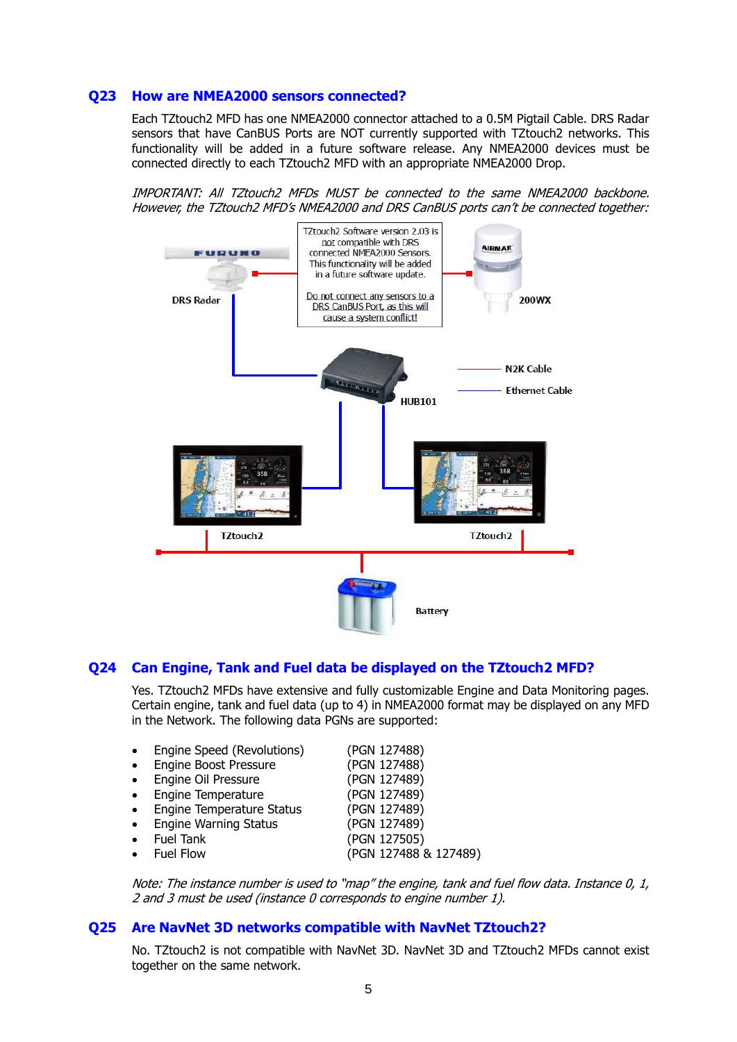## Q23 How are NMEA2000 sensors connected?

Each TZtouch2 MFD has one NMEA2000 connector attached to a 0.5M Pigtail Cable. DRS Radar sensors that have CanBUS Ports are NOT currently supported with TZtouch2 networks. This functionality will be added in a future software release. Any NMEA2000 devices must be connected directly to each TZtouch2 MFD with an appropriate NMEA2000 Drop.

*IMPORTANT: All TZtouch2 MFDs MUST be connected to the same NMEA2000 backbone. However, the TZtouch2 MFD's NMEA2000 and DRS CanBUS ports can't be connected together:*

TZtouch2 Software version 2.03 is not compatible with DRS connected NMEA2000 Sensors. This functionality will be added in a future software update.

Do not connect any sensors to a DRS CanBUS Port, as this will cause a system conflict!

DRS Radar — 200WX — HUB101 — N2K Cable — Ethernet Cable — TZtouch2 — TZtouch2 — Battery

## Q24 Can Engine, Tank and Fuel data be displayed on the TZtouch2 MFD?

Yes. TZtouch2 MFDs have extensive and fully customizable Engine and Data Monitoring pages. Certain engine, tank and fuel data (up to 4) in NMEA2000 format may be displayed on any MFD in the Network. The following data PGNs are supported:

- Engine Speed (Revolutions) (PGN 127488)
- Engine Boost Pressure (PGN 127488)
- Engine Oil Pressure (PGN 127489)
- Engine Temperature (PGN 127489)
- Engine Temperature Status (PGN 127489)
- Engine Warning Status (PGN 127489)
- Fuel Tank (PGN 127505)
- Fuel Flow (PGN 127488 & 127489)

*Note: The instance number is used to "map" the engine, tank and fuel flow data. Instance 0, 1, 2 and 3 must be used (instance 0 corresponds to engine number 1).*

## Q25 Are NavNet 3D networks compatible with NavNet TZtouch2?

No. TZtouch2 is not compatible with NavNet 3D. NavNet 3D and TZtouch2 MFDs cannot exist together on the same network.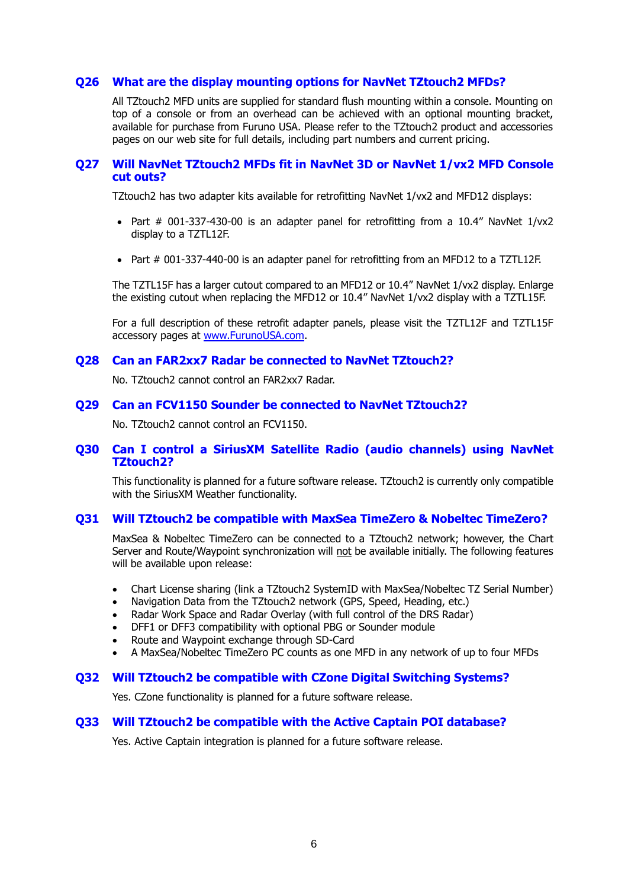### Q26 What are the display mounting options for NavNet TZtouch2 MFDs?

All TZtouch2 MFD units are supplied for standard flush mounting within a console. Mounting on top of a console or from an overhead can be achieved with an optional mounting bracket, available for purchase from Furuno USA. Please refer to the TZtouch2 product and accessories pages on our web site for full details, including part numbers and current pricing.

### Q27 Will NavNet TZtouch2 MFDs fit in NavNet 3D or NavNet 1/vx2 MFD Console cut outs?

TZtouch2 has two adapter kits available for retrofitting NavNet 1/vx2 and MFD12 displays:

- Part # 001-337-430-00 is an adapter panel for retrofitting from a 10.4" NavNet 1/vx2 display to a TZTL12F.
- Part # 001-337-440-00 is an adapter panel for retrofitting from an MFD12 to a TZTL12F.

The TZTL15F has a larger cutout compared to an MFD12 or 10.4" NavNet 1/vx2 display. Enlarge the existing cutout when replacing the MFD12 or 10.4" NavNet 1/vx2 display with a TZTL15F.

For a full description of these retrofit adapter panels, please visit the TZTL12F and TZTL15F accessory pages at www.FurunoUSA.com.

### Q28 Can an FAR2xx7 Radar be connected to NavNet TZtouch2?

No. TZtouch2 cannot control an FAR2xx7 Radar.

### Q29 Can an FCV1150 Sounder be connected to NavNet TZtouch2?

No. TZtouch2 cannot control an FCV1150.

### Q30 Can I control a SiriusXM Satellite Radio (audio channels) using NavNet TZtouch2?

This functionality is planned for a future software release. TZtouch2 is currently only compatible with the SiriusXM Weather functionality.

### Q31 Will TZtouch2 be compatible with MaxSea TimeZero & Nobeltec TimeZero?

MaxSea & Nobeltec TimeZero can be connected to a TZtouch2 network; however, the Chart Server and Route/Waypoint synchronization will not be available initially. The following features will be available upon release:

- Chart License sharing (link a TZtouch2 SystemID with MaxSea/Nobeltec TZ Serial Number)
- Navigation Data from the TZtouch2 network (GPS, Speed, Heading, etc.)
- Radar Work Space and Radar Overlay (with full control of the DRS Radar)
- DFF1 or DFF3 compatibility with optional PBG or Sounder module
- Route and Waypoint exchange through SD-Card
- A MaxSea/Nobeltec TimeZero PC counts as one MFD in any network of up to four MFDs

### Q32 Will TZtouch2 be compatible with CZone Digital Switching Systems?

Yes. CZone functionality is planned for a future software release.

### Q33 Will TZtouch2 be compatible with the Active Captain POI database?

Yes. Active Captain integration is planned for a future software release.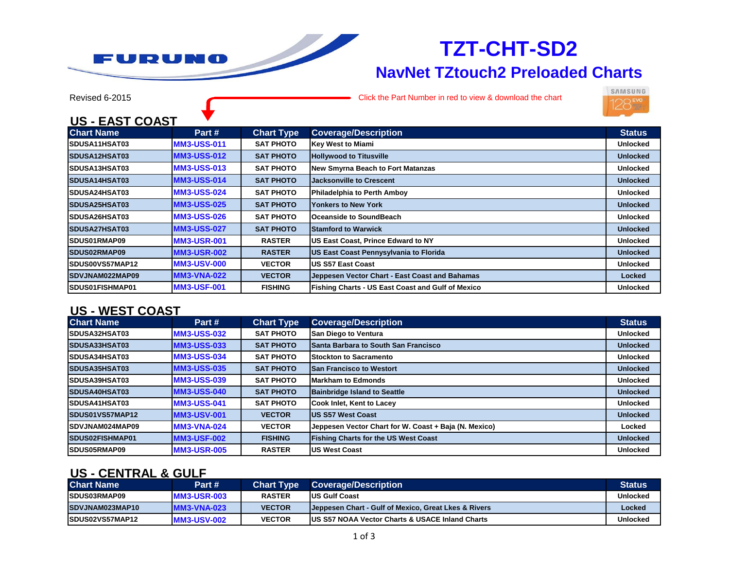# TZT-CHT-SD2

## NavNet TZtouch2 Preloaded Charts

Revised 6-2015

Click the Part Number in red to view & download the chart

## US - EAST COAST

| Chart Name | Part # | Chart Type | Coverage/Description | Status |
|---|---|---|---|---|
| SDUSA11HSAT03 | MM3-USS-011 | SAT PHOTO | Key West to Miami | Unlocked |
| SDUSA12HSAT03 | MM3-USS-012 | SAT PHOTO | Hollywood to Titusville | Unlocked |
| SDUSA13HSAT03 | MM3-USS-013 | SAT PHOTO | New Smyrna Beach to Fort Matanzas | Unlocked |
| SDUSA14HSAT03 | MM3-USS-014 | SAT PHOTO | Jacksonville to Crescent | Unlocked |
| SDUSA24HSAT03 | MM3-USS-024 | SAT PHOTO | Philadelphia to Perth Amboy | Unlocked |
| SDUSA25HSAT03 | MM3-USS-025 | SAT PHOTO | Yonkers to New York | Unlocked |
| SDUSA26HSAT03 | MM3-USS-026 | SAT PHOTO | Oceanside to SoundBeach | Unlocked |
| SDUSA27HSAT03 | MM3-USS-027 | SAT PHOTO | Stamford to Warwick | Unlocked |
| SDUS01RMAP09 | MM3-USR-001 | RASTER | US East Coast, Prince Edward to NY | Unlocked |
| SDUS02RMAP09 | MM3-USR-002 | RASTER | US East Coast Pennysylvania to Florida | Unlocked |
| SDUS00VS57MAP12 | MM3-USV-000 | VECTOR | US S57 East Coast | Unlocked |
| SDVJNAM022MAP09 | MM3-VNA-022 | VECTOR | Jeppesen Vector Chart - East Coast and Bahamas | Locked |
| SDUS01FISHMAP01 | MM3-USF-001 | FISHING | Fishing Charts - US East Coast and Gulf of Mexico | Unlocked |

## US - WEST COAST

| Chart Name | Part # | Chart Type | Coverage/Description | Status |
|---|---|---|---|---|
| SDUSA32HSAT03 | MM3-USS-032 | SAT PHOTO | San Diego to Ventura | Unlocked |
| SDUSA33HSAT03 | MM3-USS-033 | SAT PHOTO | Santa Barbara to South San Francisco | Unlocked |
| SDUSA34HSAT03 | MM3-USS-034 | SAT PHOTO | Stockton to Sacramento | Unlocked |
| SDUSA35HSAT03 | MM3-USS-035 | SAT PHOTO | San Francisco to Westort | Unlocked |
| SDUSA39HSAT03 | MM3-USS-039 | SAT PHOTO | Markham to Edmonds | Unlocked |
| SDUSA40HSAT03 | MM3-USS-040 | SAT PHOTO | Bainbridge Island to Seattle | Unlocked |
| SDUSA41HSAT03 | MM3-USS-041 | SAT PHOTO | Cook Inlet, Kent to Lacey | Unlocked |
| SDUS01VS57MAP12 | MM3-USV-001 | VECTOR | US S57 West Coast | Unlocked |
| SDVJNAM024MAP09 | MM3-VNA-024 | VECTOR | Jeppesen Vector Chart for W. Coast + Baja (N. Mexico) | Locked |
| SDUS02FISHMAP01 | MM3-USF-002 | FISHING | Fishing Charts for the US West Coast | Unlocked |
| SDUS05RMAP09 | MM3-USR-005 | RASTER | US West Coast | Unlocked |

## US - CENTRAL & GULF

| Chart Name | Part # | Chart Type | Coverage/Description | Status |
|---|---|---|---|---|
| SDUS03RMAP09 | MM3-USR-003 | RASTER | US Gulf Coast | Unlocked |
| SDVJNAM023MAP10 | MM3-VNA-023 | VECTOR | Jeppesen Chart - Gulf of Mexico, Great Lkes & Rivers | Locked |
| SDUS02VS57MAP12 | MM3-USV-002 | VECTOR | US S57 NOAA Vector Charts & USACE Inland Charts | Unlocked |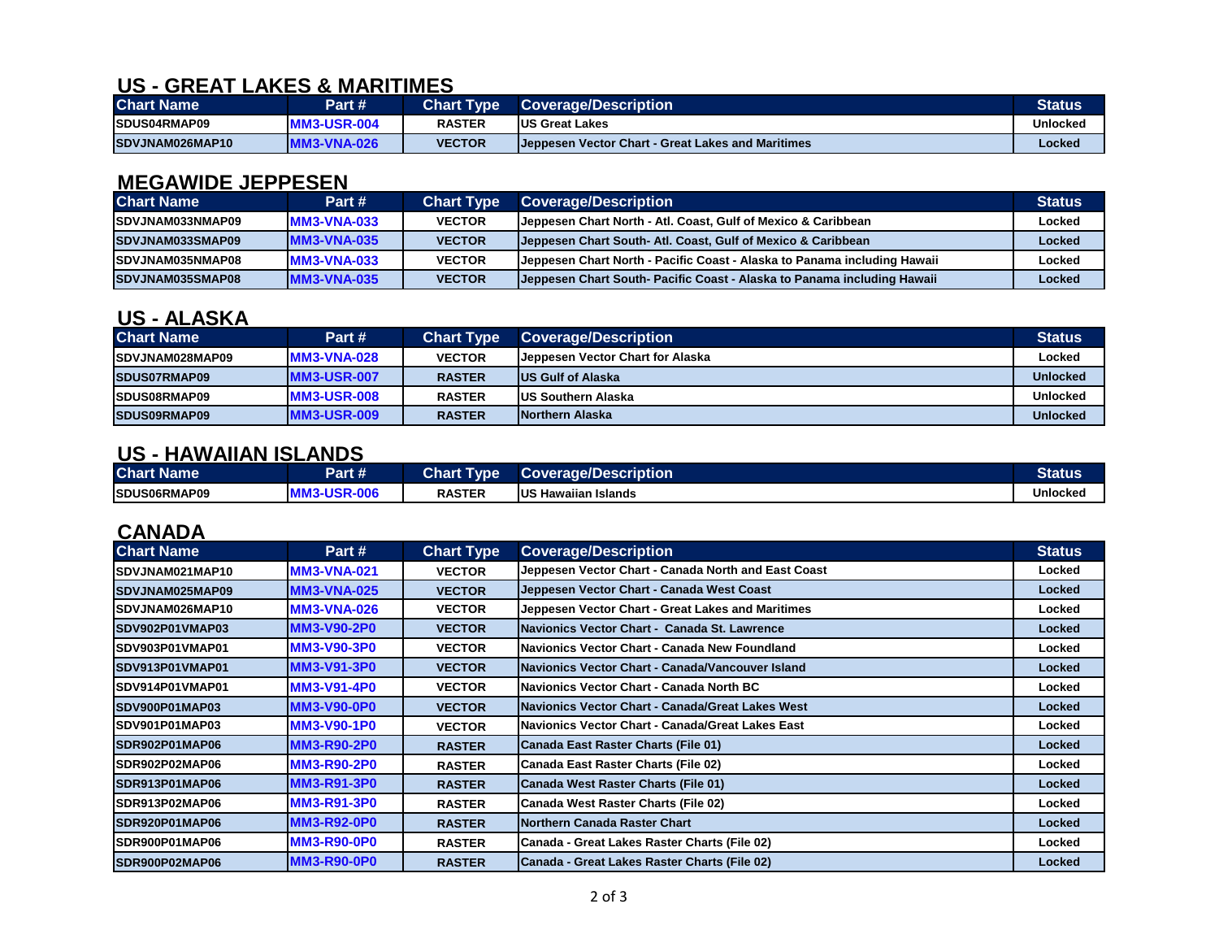## US - GREAT LAKES & MARITIMES

| Chart Name | Part # | Chart Type | Coverage/Description | Status |
|---|---|---|---|---|
| SDUS04RMAP09 | MM3-USR-004 | RASTER | US Great Lakes | Unlocked |
| SDVJNAM026MAP10 | MM3-VNA-026 | VECTOR | Jeppesen Vector Chart - Great Lakes and Maritimes | Locked |

## MEGAWIDE JEPPESEN

| Chart Name | Part # | Chart Type | Coverage/Description | Status |
|---|---|---|---|---|
| SDVJNAM033NMAP09 | MM3-VNA-033 | VECTOR | Jeppesen Chart North - Atl. Coast, Gulf of Mexico & Caribbean | Locked |
| SDVJNAM033SMAP09 | MM3-VNA-035 | VECTOR | Jeppesen Chart South- Atl. Coast, Gulf of Mexico & Caribbean | Locked |
| SDVJNAM035NMAP08 | MM3-VNA-033 | VECTOR | Jeppesen Chart North - Pacific Coast - Alaska to Panama including Hawaii | Locked |
| SDVJNAM035SMAP08 | MM3-VNA-035 | VECTOR | Jeppesen Chart South- Pacific Coast - Alaska to Panama including Hawaii | Locked |

## US - ALASKA

| Chart Name | Part # | Chart Type | Coverage/Description | Status |
|---|---|---|---|---|
| SDVJNAM028MAP09 | MM3-VNA-028 | VECTOR | Jeppesen Vector Chart for Alaska | Locked |
| SDUS07RMAP09 | MM3-USR-007 | RASTER | US Gulf of Alaska | Unlocked |
| SDUS08RMAP09 | MM3-USR-008 | RASTER | US Southern Alaska | Unlocked |
| SDUS09RMAP09 | MM3-USR-009 | RASTER | Northern Alaska | Unlocked |

## US - HAWAIIAN ISLANDS

| Chart Name | Part # | Chart Type | Coverage/Description | Status |
|---|---|---|---|---|
| SDUS06RMAP09 | MM3-USR-006 | RASTER | US Hawaiian Islands | Unlocked |

## CANADA

| Chart Name | Part # | Chart Type | Coverage/Description | Status |
|---|---|---|---|---|
| SDVJNAM021MAP10 | MM3-VNA-021 | VECTOR | Jeppesen Vector Chart - Canada North and East Coast | Locked |
| SDVJNAM025MAP09 | MM3-VNA-025 | VECTOR | Jeppesen Vector Chart - Canada West Coast | Locked |
| SDVJNAM026MAP10 | MM3-VNA-026 | VECTOR | Jeppesen Vector Chart - Great Lakes and Maritimes | Locked |
| SDV902P01VMAP03 | MM3-V90-2P0 | VECTOR | Navionics Vector Chart - Canada St. Lawrence | Locked |
| SDV903P01VMAP01 | MM3-V90-3P0 | VECTOR | Navionics Vector Chart - Canada New Foundland | Locked |
| SDV913P01VMAP01 | MM3-V91-3P0 | VECTOR | Navionics Vector Chart - Canada/Vancouver Island | Locked |
| SDV914P01VMAP01 | MM3-V91-4P0 | VECTOR | Navionics Vector Chart - Canada North BC | Locked |
| SDV900P01MAP03 | MM3-V90-0P0 | VECTOR | Navionics Vector Chart - Canada/Great Lakes West | Locked |
| SDV901P01MAP03 | MM3-V90-1P0 | VECTOR | Navionics Vector Chart - Canada/Great Lakes East | Locked |
| SDR902P01MAP06 | MM3-R90-2P0 | RASTER | Canada East Raster Charts (File 01) | Locked |
| SDR902P02MAP06 | MM3-R90-2P0 | RASTER | Canada East Raster Charts (File 02) | Locked |
| SDR913P01MAP06 | MM3-R91-3P0 | RASTER | Canada West Raster Charts (File 01) | Locked |
| SDR913P02MAP06 | MM3-R91-3P0 | RASTER | Canada West Raster Charts (File 02) | Locked |
| SDR920P01MAP06 | MM3-R92-0P0 | RASTER | Northern Canada Raster Chart | Locked |
| SDR900P01MAP06 | MM3-R90-0P0 | RASTER | Canada - Great Lakes Raster Charts (File 02) | Locked |
| SDR900P02MAP06 | MM3-R90-0P0 | RASTER | Canada - Great Lakes Raster Charts (File 02) | Locked |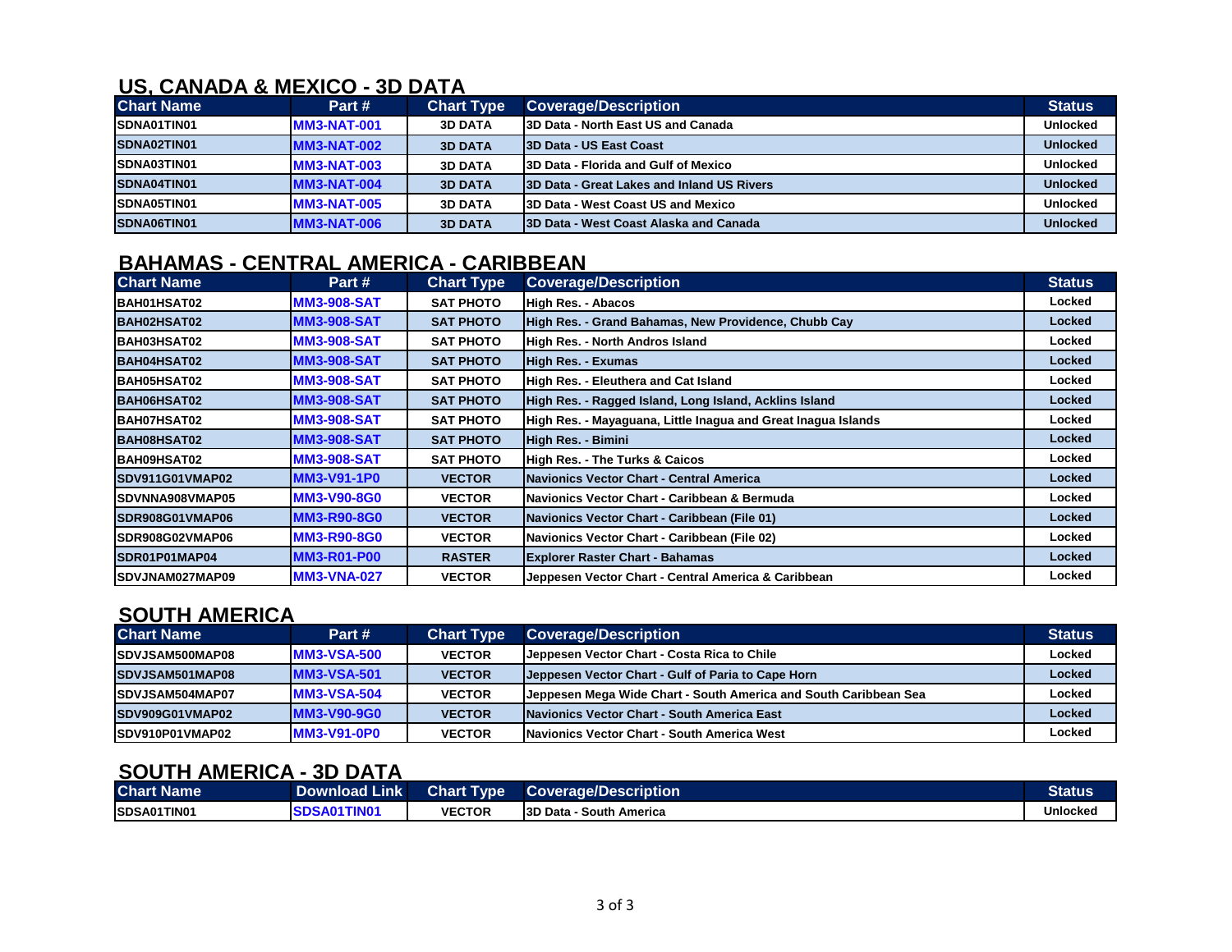## US, CANADA & MEXICO - 3D DATA

| Chart Name | Part # | Chart Type | Coverage/Description | Status |
|---|---|---|---|---|
| SDNA01TIN01 | MM3-NAT-001 | 3D DATA | 3D Data - North East US and Canada | Unlocked |
| SDNA02TIN01 | MM3-NAT-002 | 3D DATA | 3D Data - US East Coast | Unlocked |
| SDNA03TIN01 | MM3-NAT-003 | 3D DATA | 3D Data - Florida and Gulf of Mexico | Unlocked |
| SDNA04TIN01 | MM3-NAT-004 | 3D DATA | 3D Data - Great Lakes and Inland US Rivers | Unlocked |
| SDNA05TIN01 | MM3-NAT-005 | 3D DATA | 3D Data - West Coast US and Mexico | Unlocked |
| SDNA06TIN01 | MM3-NAT-006 | 3D DATA | 3D Data - West Coast Alaska and Canada | Unlocked |

## BAHAMAS - CENTRAL AMERICA - CARIBBEAN

| Chart Name | Part # | Chart Type | Coverage/Description | Status |
|---|---|---|---|---|
| BAH01HSAT02 | MM3-908-SAT | SAT PHOTO | High Res. - Abacos | Locked |
| BAH02HSAT02 | MM3-908-SAT | SAT PHOTO | High Res. - Grand Bahamas, New Providence, Chubb Cay | Locked |
| BAH03HSAT02 | MM3-908-SAT | SAT PHOTO | High Res. - North Andros Island | Locked |
| BAH04HSAT02 | MM3-908-SAT | SAT PHOTO | High Res. - Exumas | Locked |
| BAH05HSAT02 | MM3-908-SAT | SAT PHOTO | High Res. - Eleuthera and Cat Island | Locked |
| BAH06HSAT02 | MM3-908-SAT | SAT PHOTO | High Res. - Ragged Island, Long Island, Acklins Island | Locked |
| BAH07HSAT02 | MM3-908-SAT | SAT PHOTO | High Res. - Mayaguana, Little Inagua and Great Inagua Islands | Locked |
| BAH08HSAT02 | MM3-908-SAT | SAT PHOTO | High Res. - Bimini | Locked |
| BAH09HSAT02 | MM3-908-SAT | SAT PHOTO | High Res. - The Turks & Caicos | Locked |
| SDV911G01VMAP02 | MM3-V91-1P0 | VECTOR | Navionics Vector Chart - Central America | Locked |
| SDVNNA908VMAP05 | MM3-V90-8G0 | VECTOR | Navionics Vector Chart - Caribbean & Bermuda | Locked |
| SDR908G01VMAP06 | MM3-R90-8G0 | VECTOR | Navionics Vector Chart - Caribbean (File 01) | Locked |
| SDR908G02VMAP06 | MM3-R90-8G0 | VECTOR | Navionics Vector Chart - Caribbean (File 02) | Locked |
| SDR01P01MAP04 | MM3-R01-P00 | RASTER | Explorer Raster Chart - Bahamas | Locked |
| SDVJNAM027MAP09 | MM3-VNA-027 | VECTOR | Jeppesen Vector Chart - Central America & Caribbean | Locked |

## SOUTH AMERICA

| Chart Name | Part # | Chart Type | Coverage/Description | Status |
|---|---|---|---|---|
| SDVJSAM500MAP08 | MM3-VSA-500 | VECTOR | Jeppesen Vector Chart - Costa Rica to Chile | Locked |
| SDVJSAM501MAP08 | MM3-VSA-501 | VECTOR | Jeppesen Vector Chart - Gulf of Paria to Cape Horn | Locked |
| SDVJSAM504MAP07 | MM3-VSA-504 | VECTOR | Jeppesen Mega Wide Chart - South America and South Caribbean Sea | Locked |
| SDV909G01VMAP02 | MM3-V90-9G0 | VECTOR | Navionics Vector Chart - South America East | Locked |
| SDV910P01VMAP02 | MM3-V91-0P0 | VECTOR | Navionics Vector Chart - South America West | Locked |

## SOUTH AMERICA - 3D DATA

| Chart Name | Download Link | Chart Type | Coverage/Description | Status |
|---|---|---|---|---|
| SDSA01TIN01 | SDSA01TIN01 | VECTOR | 3D Data - South America | Unlocked |